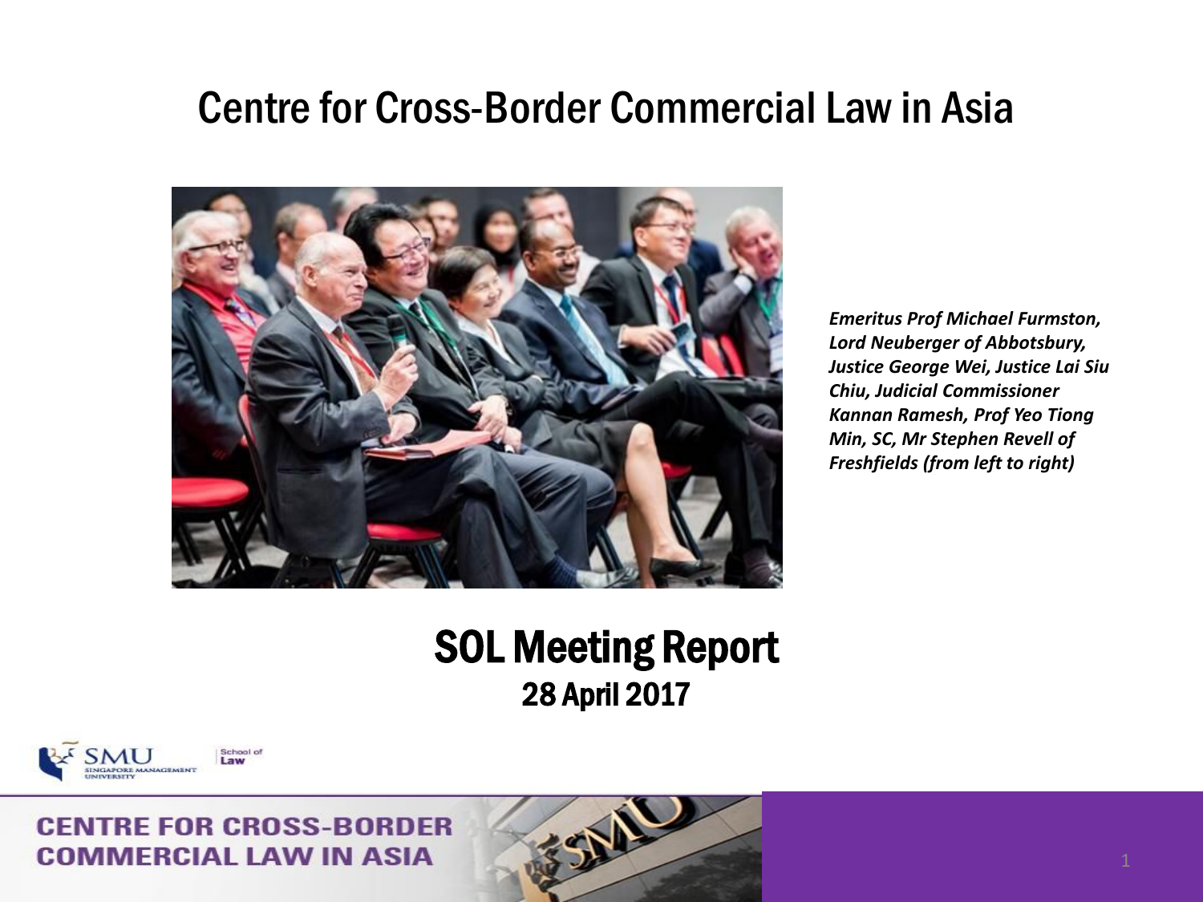# Centre for Cross-Border Commercial Law in Asia

*Emeritus Prof Michael Furmston, Lord Neuberger of Abbotsbury, Justice George Wei, Justice Lai Siu Chiu, Judicial Commissioner Kannan Ramesh, Prof Yeo Tiong Min, SC, Mr Stephen Revell of Freshfields (from left to right)*

## SOL Meeting Report

### 28 April 2017

SMU Singapore Management University | School of Law

CENTRE FOR CROSS-BORDER COMMERCIAL LAW IN ASIA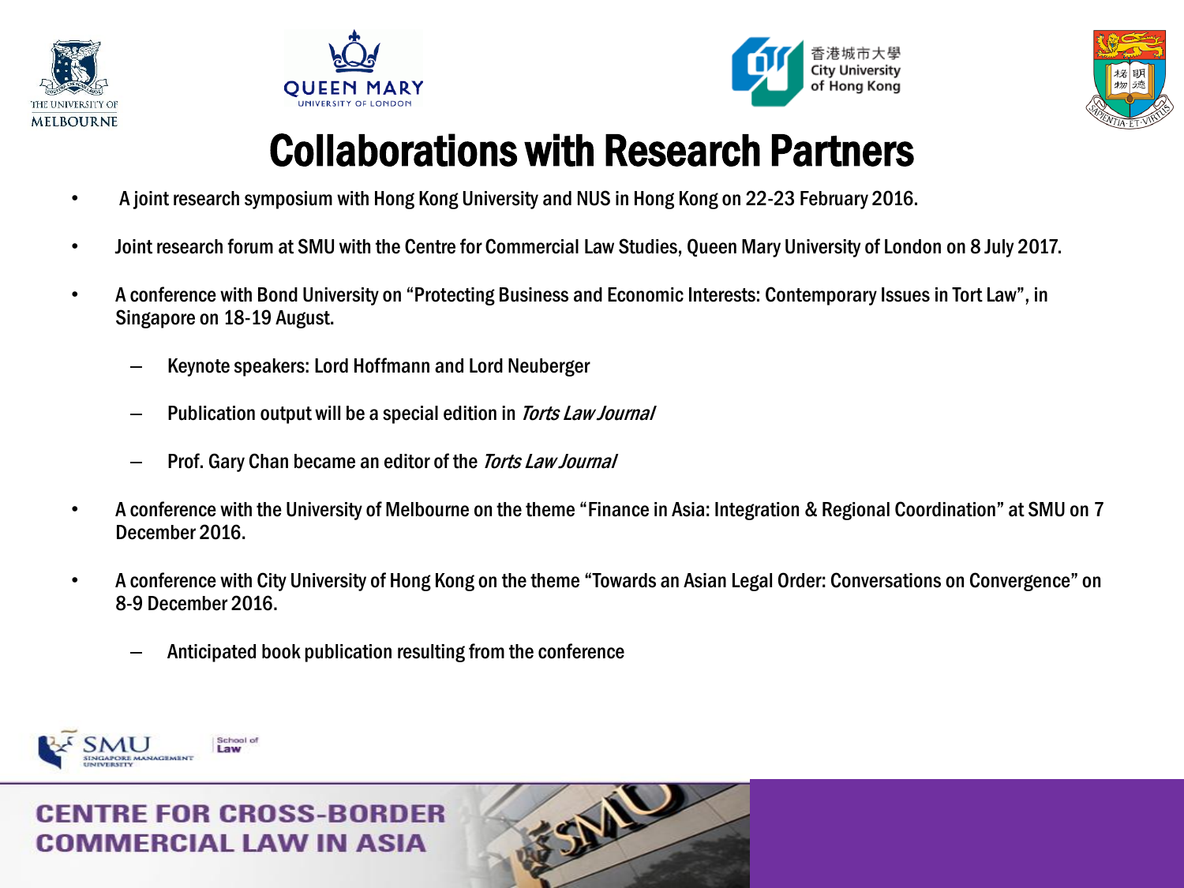# Collaborations with Research Partners

- A joint research symposium with Hong Kong University and NUS in Hong Kong on 22-23 February 2016.
- Joint research forum at SMU with the Centre for Commercial Law Studies, Queen Mary University of London on 8 July 2017.
- A conference with Bond University on "Protecting Business and Economic Interests: Contemporary Issues in Tort Law", in Singapore on 18-19 August.
  - Keynote speakers: Lord Hoffmann and Lord Neuberger
  - Publication output will be a special edition in *Torts Law Journal*
  - Prof. Gary Chan became an editor of the *Torts Law Journal*
- A conference with the University of Melbourne on the theme "Finance in Asia: Integration & Regional Coordination" at SMU on 7 December 2016.
- A conference with City University of Hong Kong on the theme "Towards an Asian Legal Order: Conversations on Convergence" on 8-9 December 2016.
  - Anticipated book publication resulting from the conference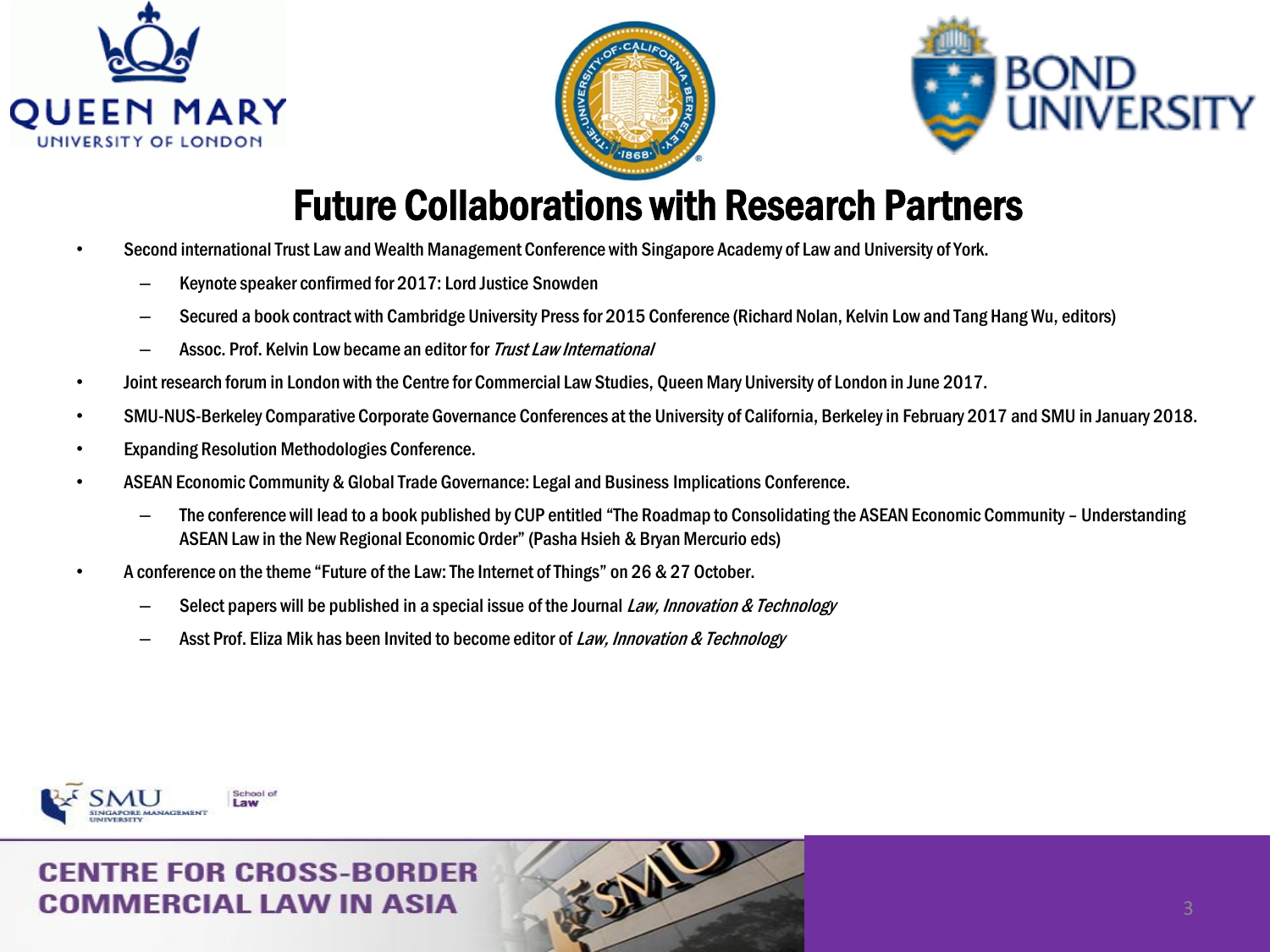# Future Collaborations with Research Partners

- Second international Trust Law and Wealth Management Conference with Singapore Academy of Law and University of York.
  - Keynote speaker confirmed for 2017: Lord Justice Snowden
  - Secured a book contract with Cambridge University Press for 2015 Conference (Richard Nolan, Kelvin Low and Tang Hang Wu, editors)
  - Assoc. Prof. Kelvin Low became an editor for *Trust Law International*
- Joint research forum in London with the Centre for Commercial Law Studies, Queen Mary University of London in June 2017.
- SMU-NUS-Berkeley Comparative Corporate Governance Conferences at the University of California, Berkeley in February 2017 and SMU in January 2018.
- Expanding Resolution Methodologies Conference.
- ASEAN Economic Community & Global Trade Governance: Legal and Business Implications Conference.
  - The conference will lead to a book published by CUP entitled "The Roadmap to Consolidating the ASEAN Economic Community – Understanding ASEAN Law in the New Regional Economic Order" (Pasha Hsieh & Bryan Mercurio eds)
- A conference on the theme "Future of the Law: The Internet of Things" on 26 & 27 October.
  - Select papers will be published in a special issue of the Journal *Law, Innovation & Technology*
  - Asst Prof. Eliza Mik has been Invited to become editor of *Law, Innovation & Technology*

CENTRE FOR CROSS-BORDER COMMERCIAL LAW IN ASIA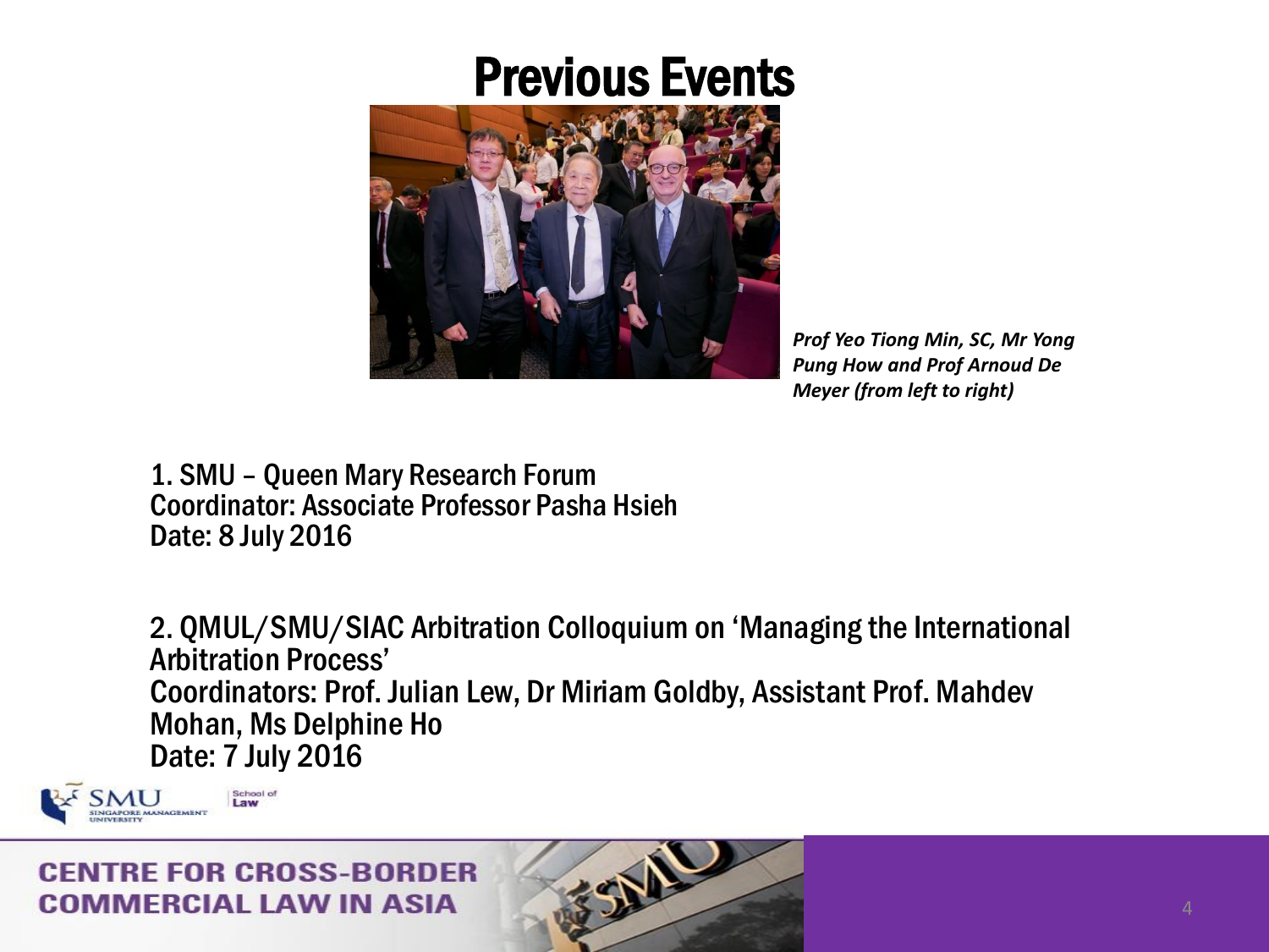# Previous Events

*Prof Yeo Tiong Min, SC, Mr Yong Pung How and Prof Arnoud De Meyer (from left to right)*

1. SMU – Queen Mary Research Forum
Coordinator: Associate Professor Pasha Hsieh
Date: 8 July 2016

2. QMUL/SMU/SIAC Arbitration Colloquium on 'Managing the International Arbitration Process'
Coordinators: Prof. Julian Lew, Dr Miriam Goldby, Assistant Prof. Mahdev Mohan, Ms Delphine Ho
Date: 7 July 2016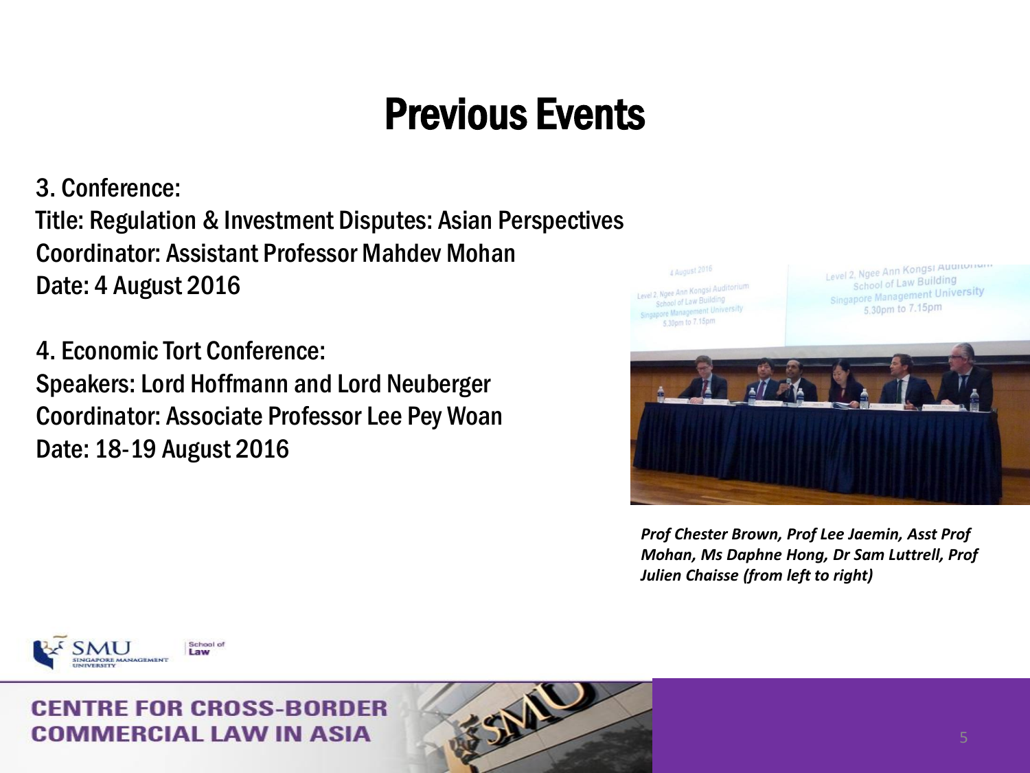# Previous Events

3. Conference:
Title: Regulation & Investment Disputes: Asian Perspectives
Coordinator: Assistant Professor Mahdev Mohan
Date: 4 August 2016

4. Economic Tort Conference:
Speakers: Lord Hoffmann and Lord Neuberger
Coordinator: Associate Professor Lee Pey Woan
Date: 18-19 August 2016

*Prof Chester Brown, Prof Lee Jaemin, Asst Prof Mohan, Ms Daphne Hong, Dr Sam Luttrell, Prof Julien Chaisse (from left to right)*

CENTRE FOR CROSS-BORDER COMMERCIAL LAW IN ASIA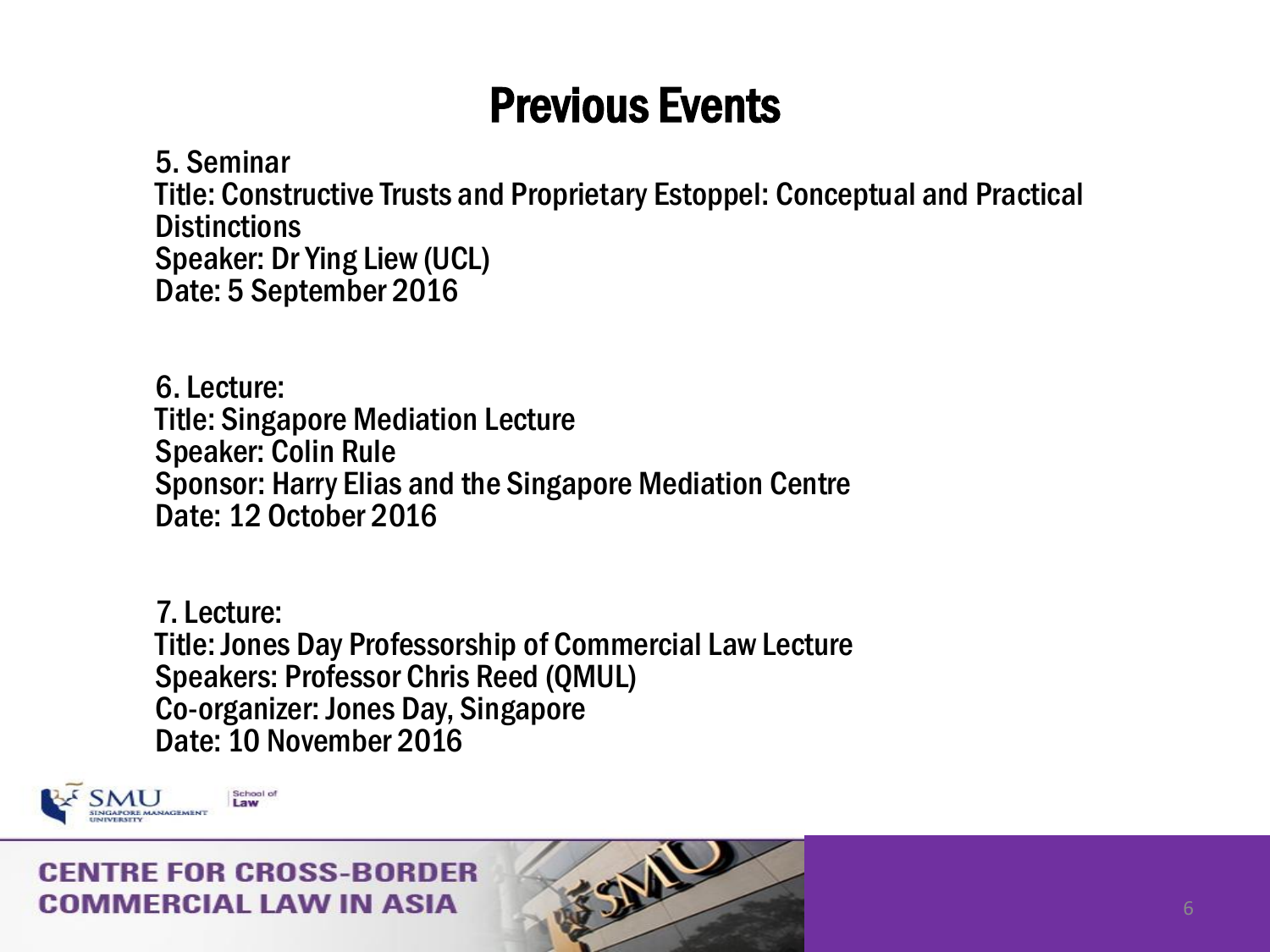# Previous Events

5. Seminar
Title: Constructive Trusts and Proprietary Estoppel: Conceptual and Practical Distinctions
Speaker: Dr Ying Liew (UCL)
Date: 5 September 2016

6. Lecture:
Title: Singapore Mediation Lecture
Speaker: Colin Rule
Sponsor: Harry Elias and the Singapore Mediation Centre
Date: 12 October 2016

7. Lecture:
Title: Jones Day Professorship of Commercial Law Lecture
Speakers: Professor Chris Reed (QMUL)
Co-organizer: Jones Day, Singapore
Date: 10 November 2016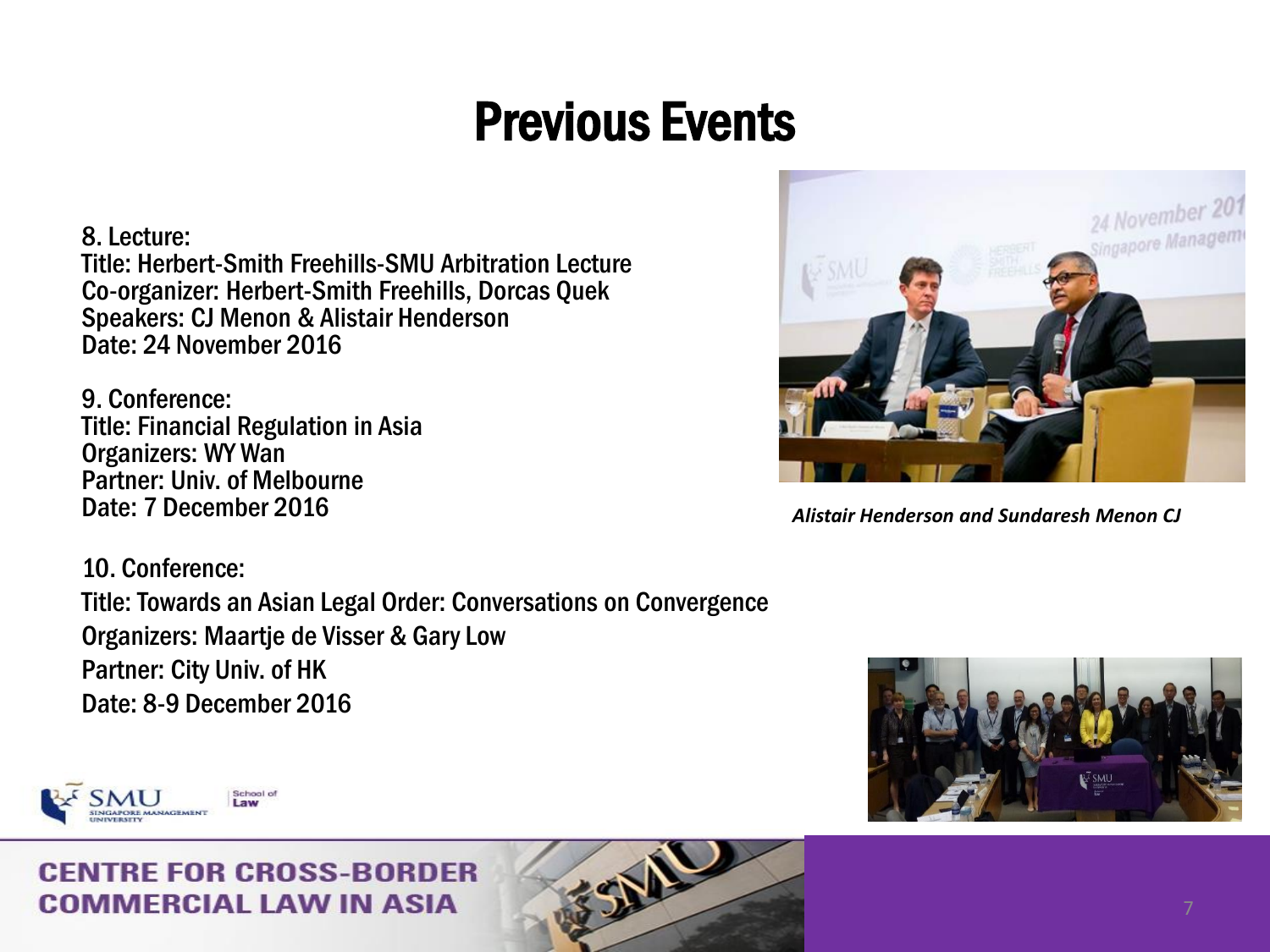# Previous Events

8. Lecture:
Title: Herbert-Smith Freehills-SMU Arbitration Lecture
Co-organizer: Herbert-Smith Freehills, Dorcas Quek
Speakers: CJ Menon & Alistair Henderson
Date: 24 November 2016

9. Conference:
Title: Financial Regulation in Asia
Organizers: WY Wan
Partner: Univ. of Melbourne
Date: 7 December 2016

*Alistair Henderson and Sundaresh Menon CJ*

10. Conference:
Title: Towards an Asian Legal Order: Conversations on Convergence
Organizers: Maartje de Visser & Gary Low
Partner: City Univ. of HK
Date: 8-9 December 2016

**CENTRE FOR CROSS-BORDER COMMERCIAL LAW IN ASIA**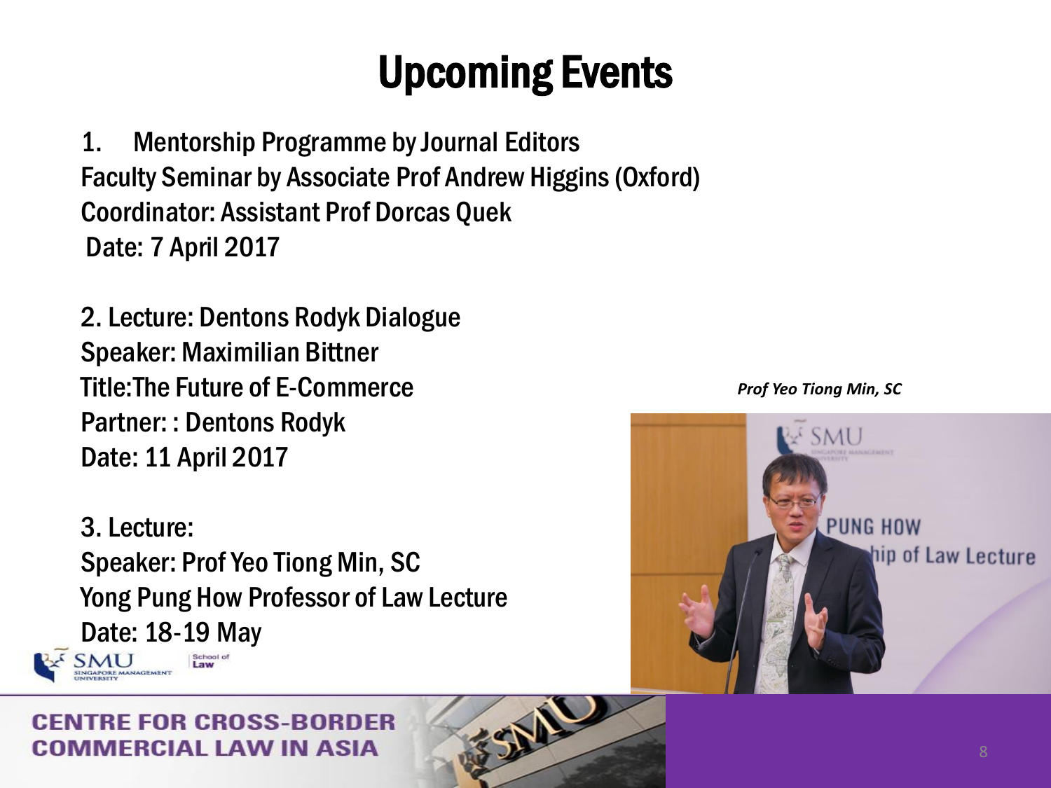# Upcoming Events

1. Mentorship Programme by Journal Editors
Faculty Seminar by Associate Prof Andrew Higgins (Oxford)
Coordinator: Assistant Prof Dorcas Quek
Date: 7 April 2017

2. Lecture: Dentons Rodyk Dialogue
Speaker: Maximilian Bittner
Title:The Future of E-Commerce
Partner: : Dentons Rodyk
Date: 11 April 2017

3. Lecture:
Speaker: Prof Yeo Tiong Min, SC
Yong Pung How Professor of Law Lecture
Date: 18-19 May

*Prof Yeo Tiong Min, SC*

CENTRE FOR CROSS-BORDER COMMERCIAL LAW IN ASIA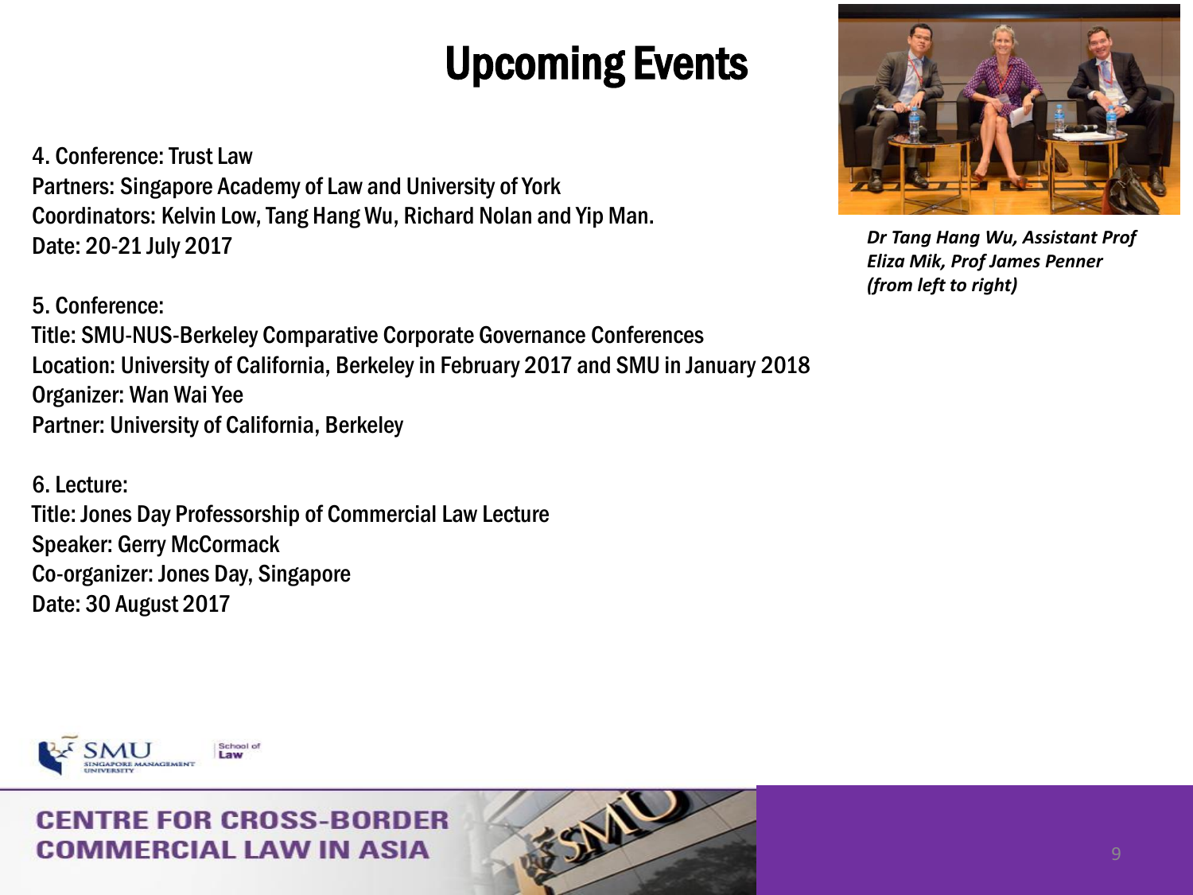# Upcoming Events

4. Conference: Trust Law
Partners: Singapore Academy of Law and University of York
Coordinators: Kelvin Low, Tang Hang Wu, Richard Nolan and Yip Man.
Date: 20-21 July 2017

5. Conference:
Title: SMU-NUS-Berkeley Comparative Corporate Governance Conferences
Location: University of California, Berkeley in February 2017 and SMU in January 2018
Organizer: Wan Wai Yee
Partner: University of California, Berkeley

6. Lecture:
Title: Jones Day Professorship of Commercial Law Lecture
Speaker: Gerry McCormack
Co-organizer: Jones Day, Singapore
Date: 30 August 2017

***Dr Tang Hang Wu, Assistant Prof Eliza Mik, Prof James Penner (from left to right)***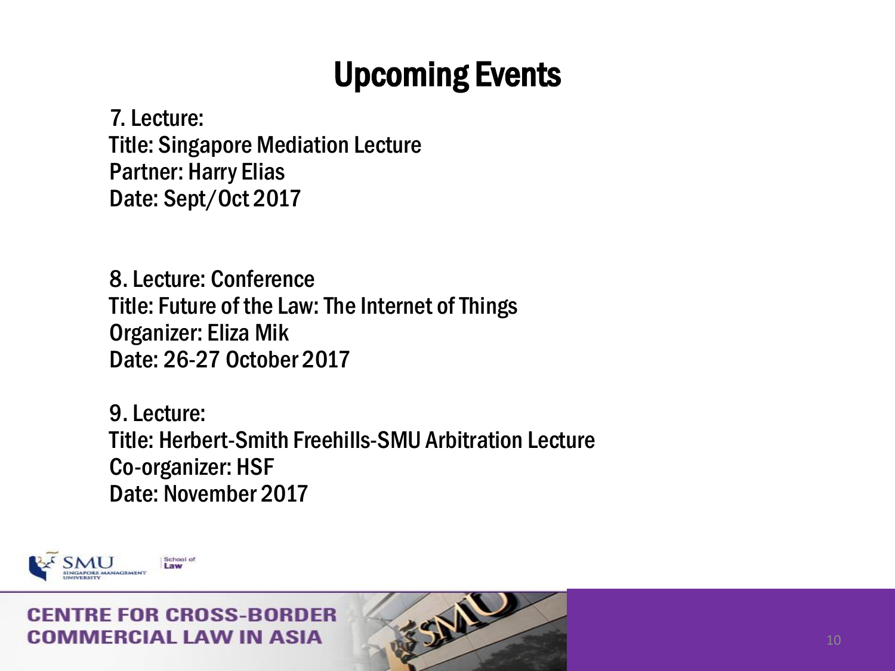# Upcoming Events

7. Lecture:
Title: Singapore Mediation Lecture
Partner: Harry Elias
Date: Sept/Oct 2017

8. Lecture: Conference
Title: Future of the Law: The Internet of Things
Organizer: Eliza Mik
Date: 26-27 October 2017

9. Lecture:
Title: Herbert-Smith Freehills-SMU Arbitration Lecture
Co-organizer: HSF
Date: November 2017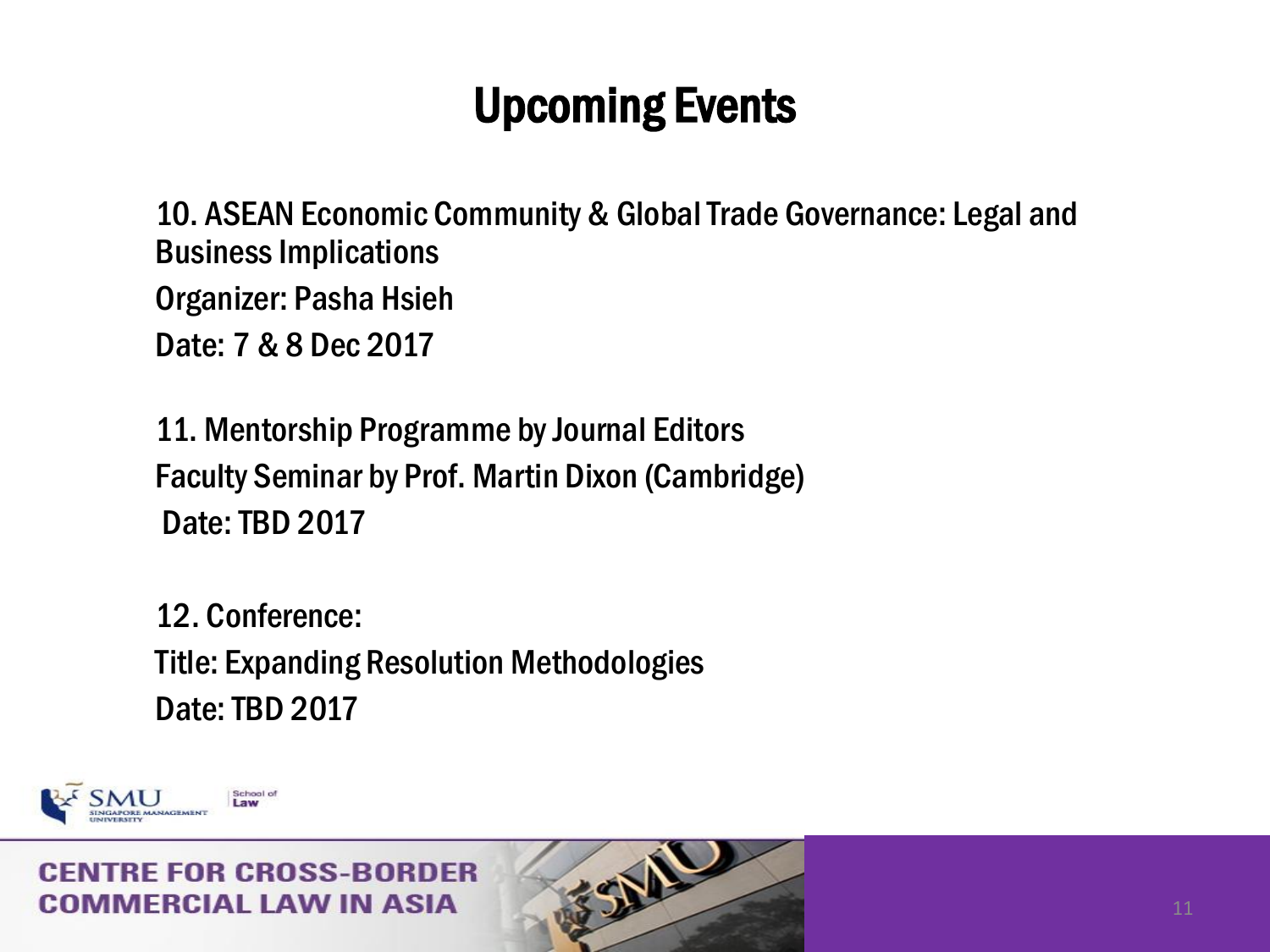# Upcoming Events

10. ASEAN Economic Community & Global Trade Governance: Legal and Business Implications
Organizer: Pasha Hsieh
Date: 7 & 8 Dec 2017

11. Mentorship Programme by Journal Editors
Faculty Seminar by Prof. Martin Dixon (Cambridge)
Date: TBD 2017

12. Conference:
Title: Expanding Resolution Methodologies
Date: TBD 2017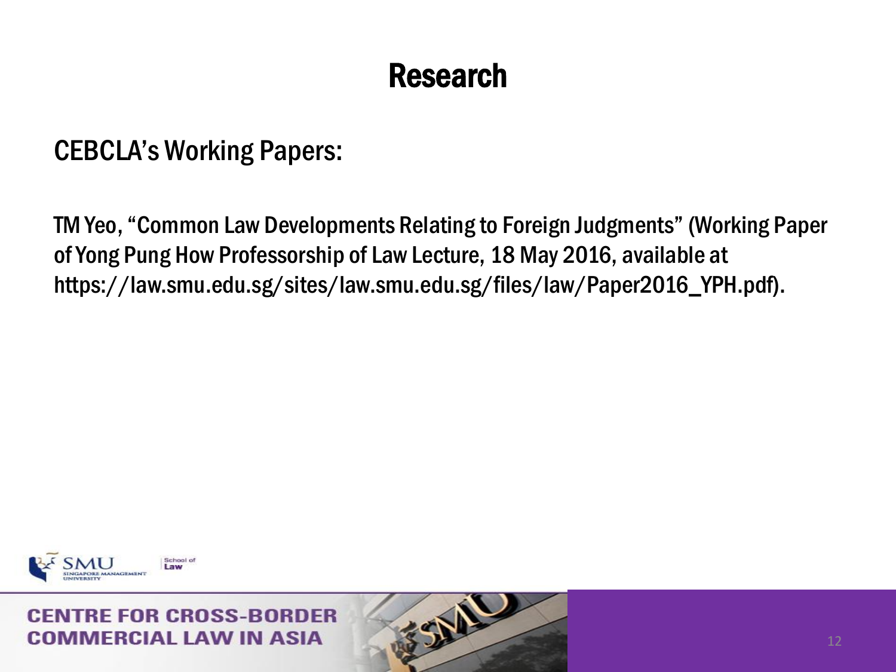# Research

CEBCLA's Working Papers:

TM Yeo, "Common Law Developments Relating to Foreign Judgments" (Working Paper of Yong Pung How Professorship of Law Lecture, 18 May 2016, available at https://law.smu.edu.sg/sites/law.smu.edu.sg/files/law/Paper2016_YPH.pdf).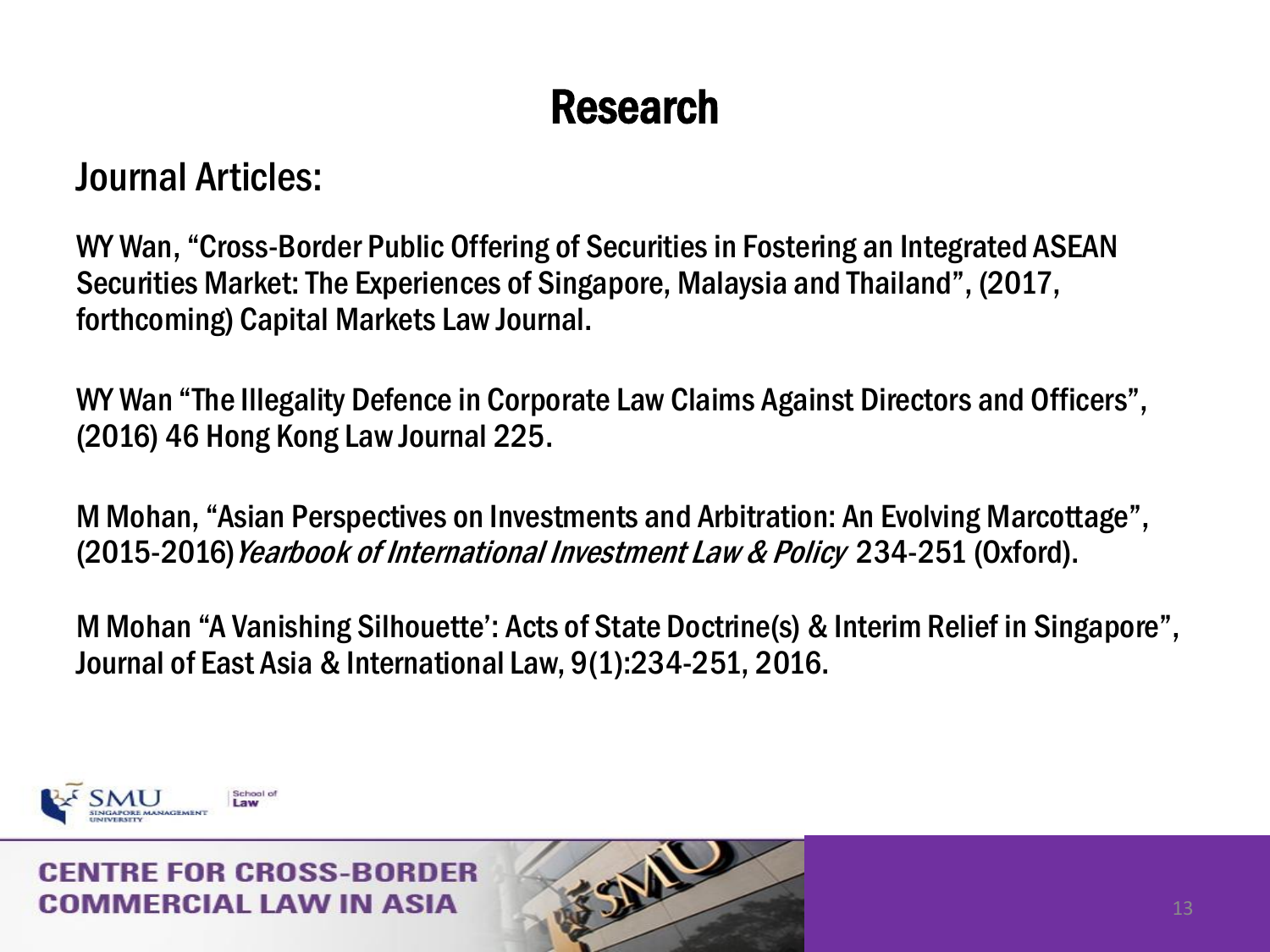# Research

## Journal Articles:

WY Wan, "Cross-Border Public Offering of Securities in Fostering an Integrated ASEAN Securities Market: The Experiences of Singapore, Malaysia and Thailand", (2017, forthcoming) Capital Markets Law Journal.

WY Wan "The Illegality Defence in Corporate Law Claims Against Directors and Officers", (2016) 46 Hong Kong Law Journal 225.

M Mohan, "Asian Perspectives on Investments and Arbitration: An Evolving Marcottage", (2015-2016) *Yearbook of International Investment Law & Policy* 234-251 (Oxford).

M Mohan "A Vanishing Silhouette': Acts of State Doctrine(s) & Interim Relief in Singapore", Journal of East Asia & International Law, 9(1):234-251, 2016.

CENTRE FOR CROSS-BORDER COMMERCIAL LAW IN ASIA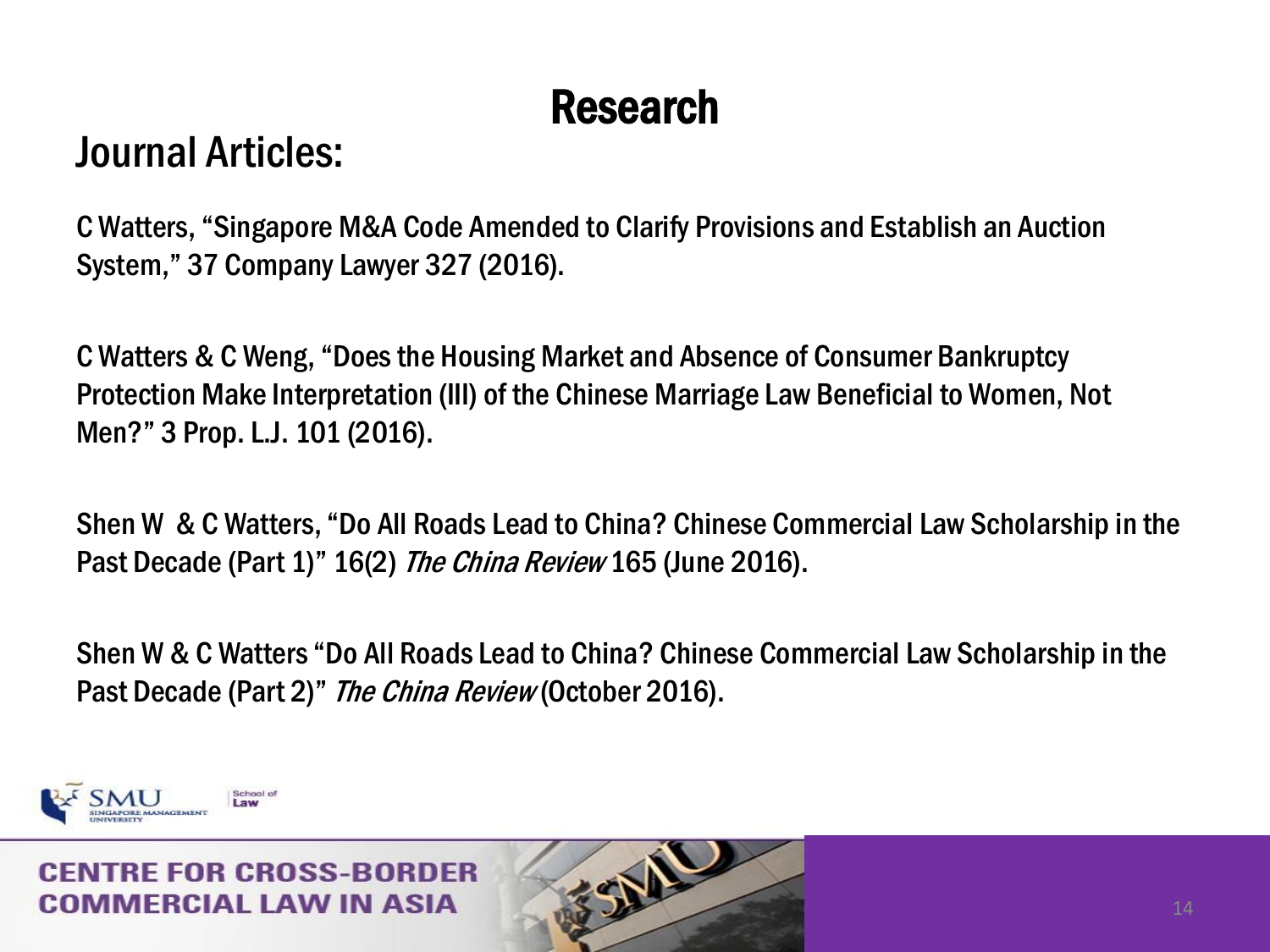# Research

## Journal Articles:

C Watters, "Singapore M&A Code Amended to Clarify Provisions and Establish an Auction System," 37 Company Lawyer 327 (2016).

C Watters & C Weng, "Does the Housing Market and Absence of Consumer Bankruptcy Protection Make Interpretation (III) of the Chinese Marriage Law Beneficial to Women, Not Men?" 3 Prop. L.J. 101 (2016).

Shen W & C Watters, "Do All Roads Lead to China? Chinese Commercial Law Scholarship in the Past Decade (Part 1)" 16(2) *The China Review* 165 (June 2016).

Shen W & C Watters "Do All Roads Lead to China? Chinese Commercial Law Scholarship in the Past Decade (Part 2)" *The China Review* (October 2016).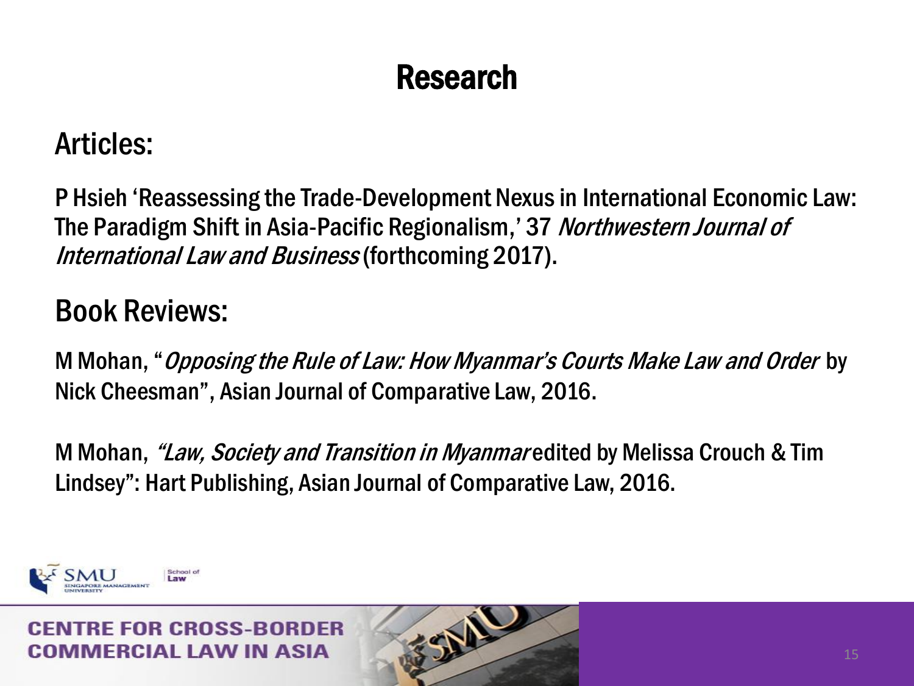# Research

## Articles:

P Hsieh 'Reassessing the Trade-Development Nexus in International Economic Law: The Paradigm Shift in Asia-Pacific Regionalism,' 37 *Northwestern Journal of International Law and Business* (forthcoming 2017).

## Book Reviews:

M Mohan, "*Opposing the Rule of Law: How Myanmar's Courts Make Law and Order* by Nick Cheesman", Asian Journal of Comparative Law, 2016.

M Mohan, *"Law, Society and Transition in Myanmar* edited by Melissa Crouch & Tim Lindsey": Hart Publishing, Asian Journal of Comparative Law, 2016.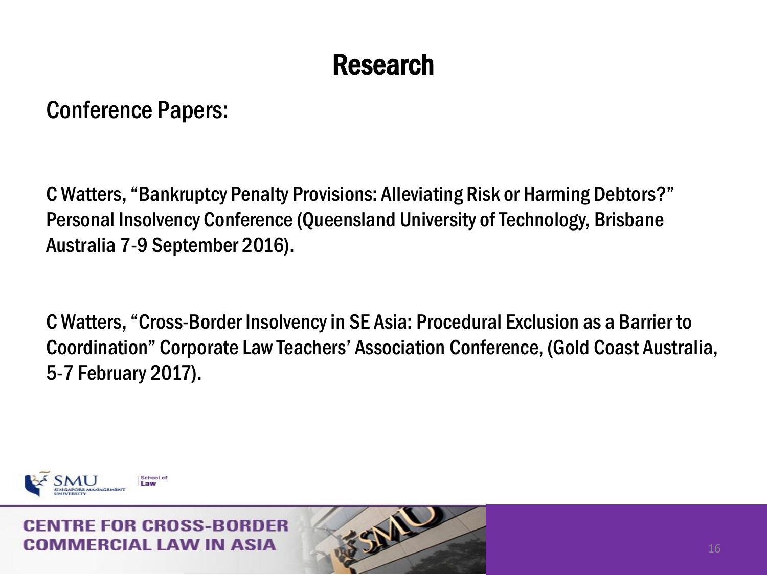# Research

Conference Papers:

C Watters, "Bankruptcy Penalty Provisions: Alleviating Risk or Harming Debtors?" Personal Insolvency Conference (Queensland University of Technology, Brisbane Australia 7-9 September 2016).

C Watters, "Cross-Border Insolvency in SE Asia: Procedural Exclusion as a Barrier to Coordination" Corporate Law Teachers' Association Conference, (Gold Coast Australia, 5-7 February 2017).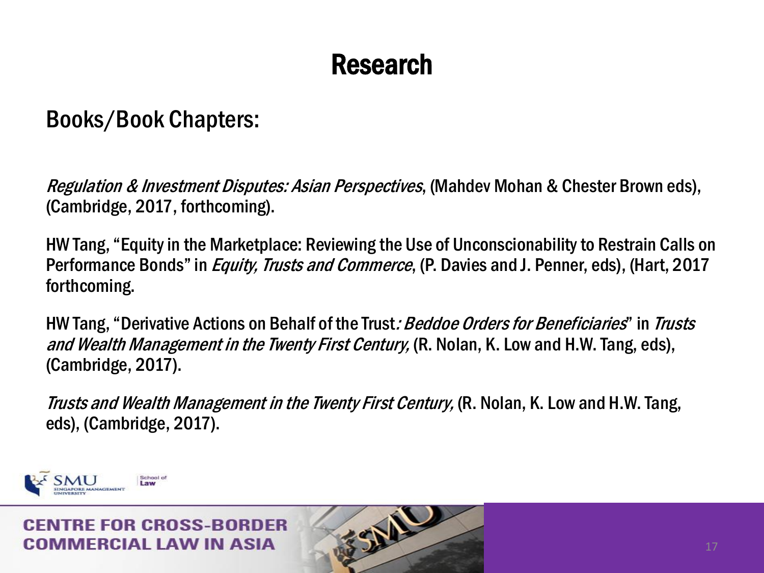# Research

## Books/Book Chapters:

*Regulation & Investment Disputes: Asian Perspectives*, (Mahdev Mohan & Chester Brown eds), (Cambridge, 2017, forthcoming).

HW Tang, "Equity in the Marketplace: Reviewing the Use of Unconscionability to Restrain Calls on Performance Bonds" in *Equity, Trusts and Commerce*, (P. Davies and J. Penner, eds), (Hart, 2017 forthcoming.

HW Tang, "Derivative Actions on Behalf of the Trust*: Beddoe Orders for Beneficiaries*" in *Trusts and Wealth Management in the Twenty First Century,* (R. Nolan, K. Low and H.W. Tang, eds), (Cambridge, 2017).

*Trusts and Wealth Management in the Twenty First Century,* (R. Nolan, K. Low and H.W. Tang, eds), (Cambridge, 2017).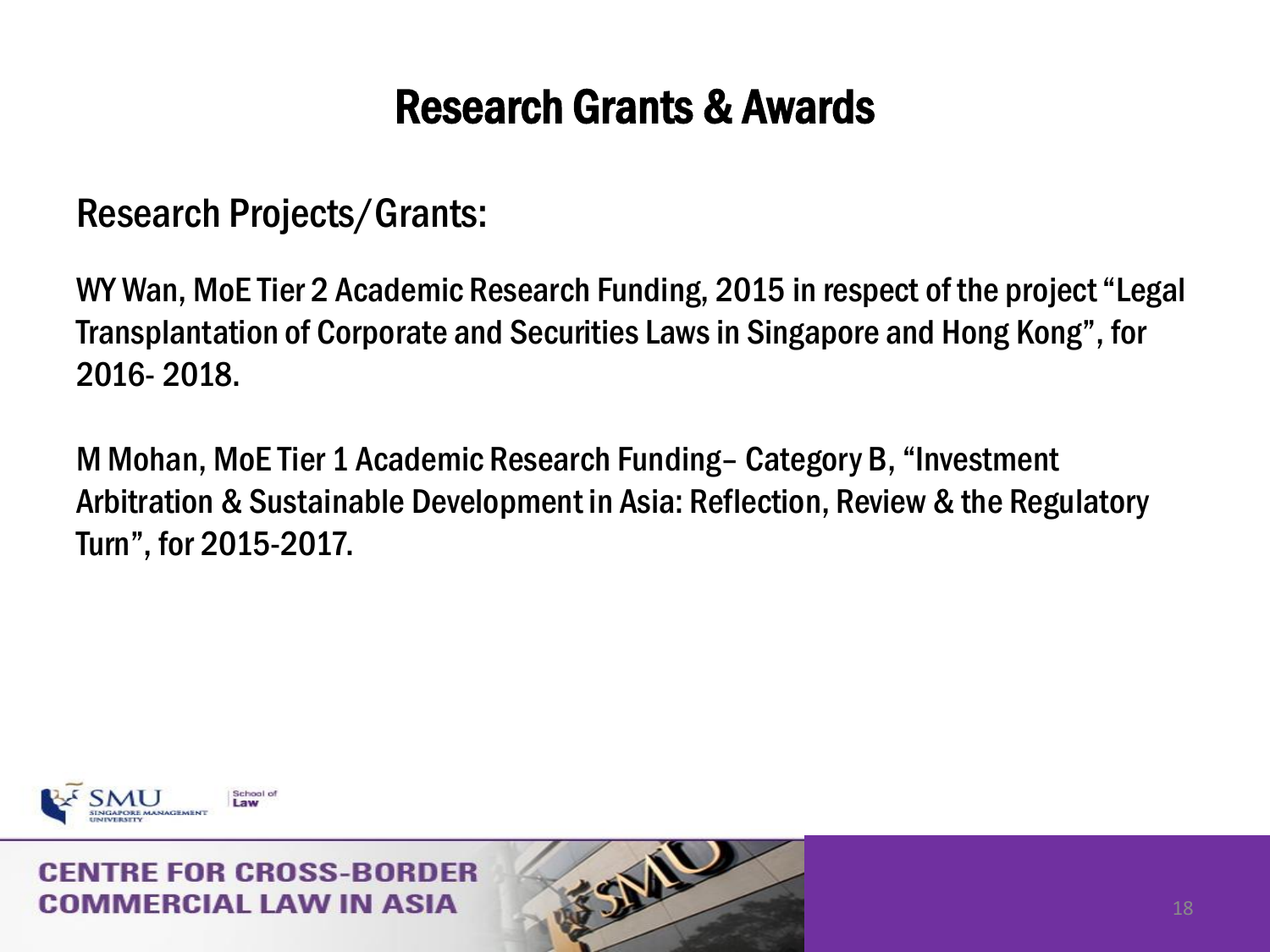# Research Grants & Awards

## Research Projects/Grants:

WY Wan, MoE Tier 2 Academic Research Funding, 2015 in respect of the project "Legal Transplantation of Corporate and Securities Laws in Singapore and Hong Kong", for 2016- 2018.

M Mohan, MoE Tier 1 Academic Research Funding– Category B, "Investment Arbitration & Sustainable Development in Asia: Reflection, Review & the Regulatory Turn", for 2015-2017.